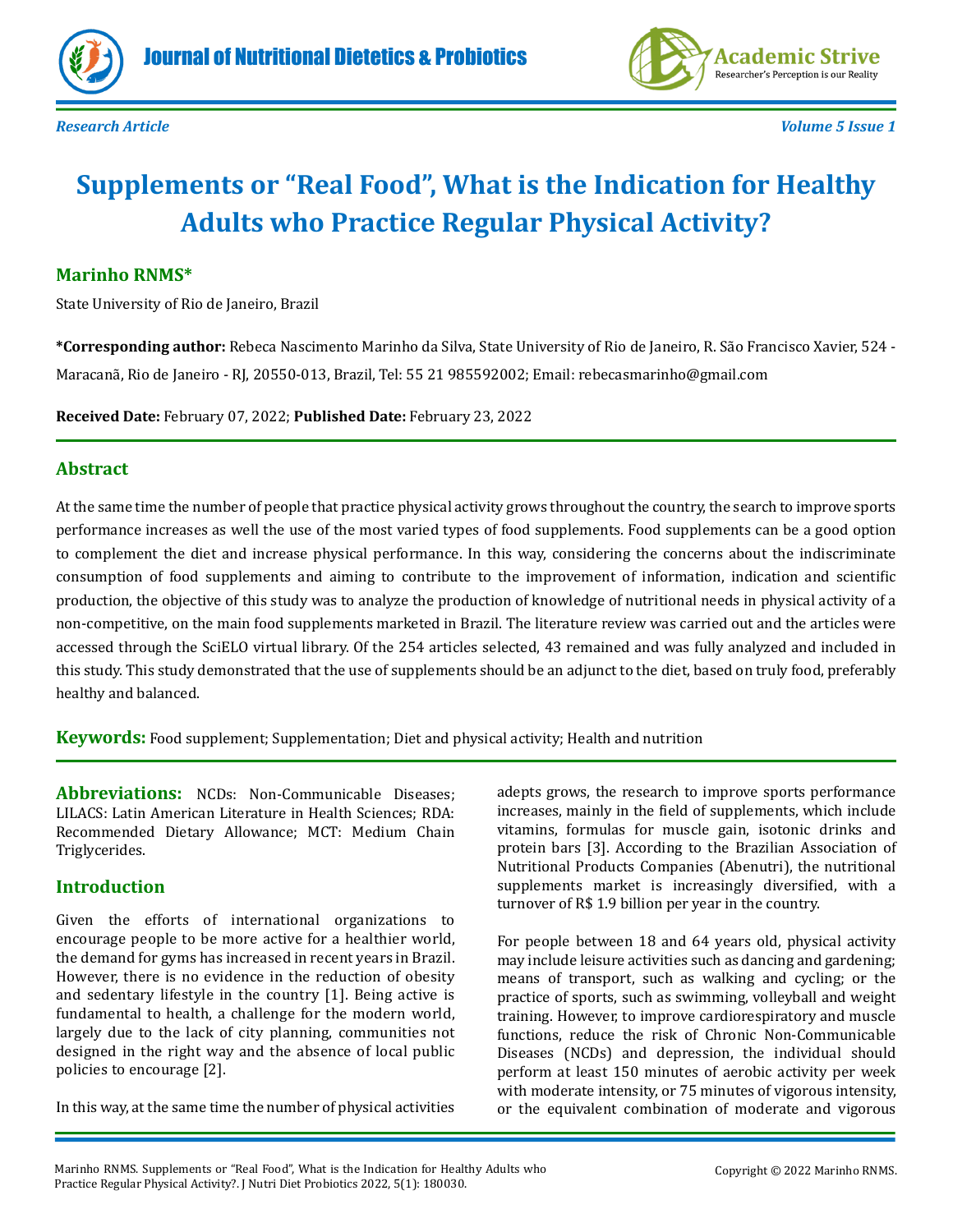*Research Article*

# Supplements or "Real Food", What is the Indication for Healthy Adults who Practice Regular Physical Activity?

**Marinho RNMS***

State University of Rio de Janeiro, Brazil

**\*Corresponding author:** Rebeca Nascimento Marinho da Silva, State University of Rio de Janeiro, R. São Francisco Xavier, 524 - Maracanã, Rio de Janeiro - RJ, 20550-013, Brazil, Tel: 55 21 985592002; Email: rebecasmarinho@gmail.com

**Received Date:** February 07, 2022; **Published Date:** February 23, 2022

## Abstract

At the same time the number of people that practice physical activity grows throughout the country, the search to improve sports performance increases as well the use of the most varied types of food supplements. Food supplements can be a good option to complement the diet and increase physical performance. In this way, considering the concerns about the indiscriminate consumption of food supplements and aiming to contribute to the improvement of information, indication and scientific production, the objective of this study was to analyze the production of knowledge of nutritional needs in physical activity of a non-competitive, on the main food supplements marketed in Brazil. The literature review was carried out and the articles were accessed through the SciELO virtual library. Of the 254 articles selected, 43 remained and was fully analyzed and included in this study. This study demonstrated that the use of supplements should be an adjunct to the diet, based on truly food, preferably healthy and balanced.

**Keywords:** Food supplement; Supplementation; Diet and physical activity; Health and nutrition

**Abbreviations:** NCDs: Non-Communicable Diseases; LILACS: Latin American Literature in Health Sciences; RDA: Recommended Dietary Allowance; MCT: Medium Chain Triglycerides.

## Introduction

Given the efforts of international organizations to encourage people to be more active for a healthier world, the demand for gyms has increased in recent years in Brazil. However, there is no evidence in the reduction of obesity and sedentary lifestyle in the country [1]. Being active is fundamental to health, a challenge for the modern world, largely due to the lack of city planning, communities not designed in the right way and the absence of local public policies to encourage [2].

In this way, at the same time the number of physical activities adepts grows, the research to improve sports performance increases, mainly in the field of supplements, which include vitamins, formulas for muscle gain, isotonic drinks and protein bars [3]. According to the Brazilian Association of Nutritional Products Companies (Abenutri), the nutritional supplements market is increasingly diversified, with a turnover of R$ 1.9 billion per year in the country.

For people between 18 and 64 years old, physical activity may include leisure activities such as dancing and gardening; means of transport, such as walking and cycling; or the practice of sports, such as swimming, volleyball and weight training. However, to improve cardiorespiratory and muscle functions, reduce the risk of Chronic Non-Communicable Diseases (NCDs) and depression, the individual should perform at least 150 minutes of aerobic activity per week with moderate intensity, or 75 minutes of vigorous intensity, or the equivalent combination of moderate and vigorous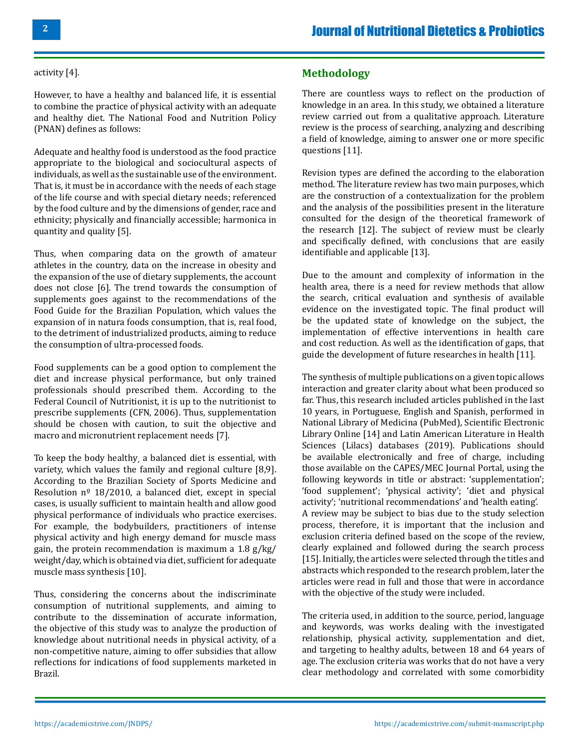activity [4].

However, to have a healthy and balanced life, it is essential to combine the practice of physical activity with an adequate and healthy diet. The National Food and Nutrition Policy (PNAN) defines as follows:

Adequate and healthy food is understood as the food practice appropriate to the biological and sociocultural aspects of individuals, as well as the sustainable use of the environment. That is, it must be in accordance with the needs of each stage of the life course and with special dietary needs; referenced by the food culture and by the dimensions of gender, race and ethnicity; physically and financially accessible; harmonica in quantity and quality [5].

Thus, when comparing data on the growth of amateur athletes in the country, data on the increase in obesity and the expansion of the use of dietary supplements, the account does not close [6]. The trend towards the consumption of supplements goes against to the recommendations of the Food Guide for the Brazilian Population, which values the expansion of in natura foods consumption, that is, real food, to the detriment of industrialized products, aiming to reduce the consumption of ultra-processed foods.

Food supplements can be a good option to complement the diet and increase physical performance, but only trained professionals should prescribed them. According to the Federal Council of Nutritionist, it is up to the nutritionist to prescribe supplements (CFN, 2006). Thus, supplementation should be chosen with caution, to suit the objective and macro and micronutrient replacement needs [7].

To keep the body healthy, a balanced diet is essential, with variety, which values the family and regional culture [8,9]. According to the Brazilian Society of Sports Medicine and Resolution nº 18/2010, a balanced diet, except in special cases, is usually sufficient to maintain health and allow good physical performance of individuals who practice exercises. For example, the bodybuilders, practitioners of intense physical activity and high energy demand for muscle mass gain, the protein recommendation is maximum a 1.8 g/kg/weight/day, which is obtained via diet, sufficient for adequate muscle mass synthesis [10].

Thus, considering the concerns about the indiscriminate consumption of nutritional supplements, and aiming to contribute to the dissemination of accurate information, the objective of this study was to analyze the production of knowledge about nutritional needs in physical activity, of a non-competitive nature, aiming to offer subsidies that allow reflections for indications of food supplements marketed in Brazil.

## Methodology

There are countless ways to reflect on the production of knowledge in an area. In this study, we obtained a literature review carried out from a qualitative approach. Literature review is the process of searching, analyzing and describing a field of knowledge, aiming to answer one or more specific questions [11].

Revision types are defined the according to the elaboration method. The literature review has two main purposes, which are the construction of a contextualization for the problem and the analysis of the possibilities present in the literature consulted for the design of the theoretical framework of the research [12]. The subject of review must be clearly and specifically defined, with conclusions that are easily identifiable and applicable [13].

Due to the amount and complexity of information in the health area, there is a need for review methods that allow the search, critical evaluation and synthesis of available evidence on the investigated topic. The final product will be the updated state of knowledge on the subject, the implementation of effective interventions in health care and cost reduction. As well as the identification of gaps, that guide the development of future researches in health [11].

The synthesis of multiple publications on a given topic allows interaction and greater clarity about what been produced so far. Thus, this research included articles published in the last 10 years, in Portuguese, English and Spanish, performed in National Library of Medicina (PubMed), Scientific Electronic Library Online [14] and Latin American Literature in Health Sciences (Lilacs) databases (2019). Publications should be available electronically and free of charge, including those available on the CAPES/MEC Journal Portal, using the following keywords in title or abstract: 'supplementation'; 'food supplement'; 'physical activity'; 'diet and physical activity'; 'nutritional recommendations' and 'health eating'.
A review may be subject to bias due to the study selection process, therefore, it is important that the inclusion and exclusion criteria defined based on the scope of the review, clearly explained and followed during the search process [15]. Initially, the articles were selected through the titles and abstracts which responded to the research problem, later the articles were read in full and those that were in accordance with the objective of the study were included.

The criteria used, in addition to the source, period, language and keywords, was works dealing with the investigated relationship, physical activity, supplementation and diet, and targeting to healthy adults, between 18 and 64 years of age. The exclusion criteria was works that do not have a very clear methodology and correlated with some comorbidity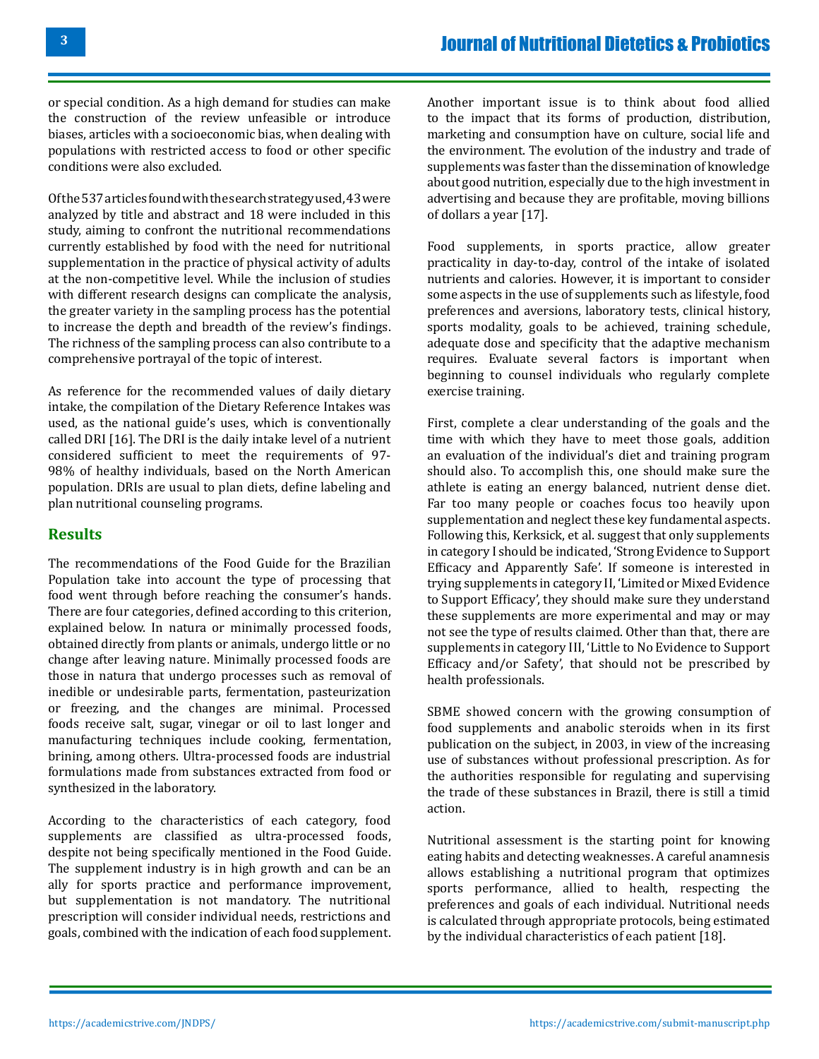or special condition. As a high demand for studies can make the construction of the review unfeasible or introduce biases, articles with a socioeconomic bias, when dealing with populations with restricted access to food or other specific conditions were also excluded.

Of the 537 articles found with the search strategy used, 43 were analyzed by title and abstract and 18 were included in this study, aiming to confront the nutritional recommendations currently established by food with the need for nutritional supplementation in the practice of physical activity of adults at the non-competitive level. While the inclusion of studies with different research designs can complicate the analysis, the greater variety in the sampling process has the potential to increase the depth and breadth of the review's findings. The richness of the sampling process can also contribute to a comprehensive portrayal of the topic of interest.

As reference for the recommended values of daily dietary intake, the compilation of the Dietary Reference Intakes was used, as the national guide's uses, which is conventionally called DRI [16]. The DRI is the daily intake level of a nutrient considered sufficient to meet the requirements of 97-98% of healthy individuals, based on the North American population. DRIs are usual to plan diets, define labeling and plan nutritional counseling programs.

## Results

The recommendations of the Food Guide for the Brazilian Population take into account the type of processing that food went through before reaching the consumer's hands. There are four categories, defined according to this criterion, explained below. In natura or minimally processed foods, obtained directly from plants or animals, undergo little or no change after leaving nature. Minimally processed foods are those in natura that undergo processes such as removal of inedible or undesirable parts, fermentation, pasteurization or freezing, and the changes are minimal. Processed foods receive salt, sugar, vinegar or oil to last longer and manufacturing techniques include cooking, fermentation, brining, among others. Ultra-processed foods are industrial formulations made from substances extracted from food or synthesized in the laboratory.

According to the characteristics of each category, food supplements are classified as ultra-processed foods, despite not being specifically mentioned in the Food Guide. The supplement industry is in high growth and can be an ally for sports practice and performance improvement, but supplementation is not mandatory. The nutritional prescription will consider individual needs, restrictions and goals, combined with the indication of each food supplement.

Another important issue is to think about food allied to the impact that its forms of production, distribution, marketing and consumption have on culture, social life and the environment. The evolution of the industry and trade of supplements was faster than the dissemination of knowledge about good nutrition, especially due to the high investment in advertising and because they are profitable, moving billions of dollars a year [17].

Food supplements, in sports practice, allow greater practicality in day-to-day, control of the intake of isolated nutrients and calories. However, it is important to consider some aspects in the use of supplements such as lifestyle, food preferences and aversions, laboratory tests, clinical history, sports modality, goals to be achieved, training schedule, adequate dose and specificity that the adaptive mechanism requires. Evaluate several factors is important when beginning to counsel individuals who regularly complete exercise training.

First, complete a clear understanding of the goals and the time with which they have to meet those goals, addition an evaluation of the individual's diet and training program should also. To accomplish this, one should make sure the athlete is eating an energy balanced, nutrient dense diet. Far too many people or coaches focus too heavily upon supplementation and neglect these key fundamental aspects. Following this, Kerksick, et al. suggest that only supplements in category I should be indicated, 'Strong Evidence to Support Efficacy and Apparently Safe'. If someone is interested in trying supplements in category II, 'Limited or Mixed Evidence to Support Efficacy', they should make sure they understand these supplements are more experimental and may or may not see the type of results claimed. Other than that, there are supplements in category III, 'Little to No Evidence to Support Efficacy and/or Safety', that should not be prescribed by health professionals.

SBME showed concern with the growing consumption of food supplements and anabolic steroids when in its first publication on the subject, in 2003, in view of the increasing use of substances without professional prescription. As for the authorities responsible for regulating and supervising the trade of these substances in Brazil, there is still a timid action.

Nutritional assessment is the starting point for knowing eating habits and detecting weaknesses. A careful anamnesis allows establishing a nutritional program that optimizes sports performance, allied to health, respecting the preferences and goals of each individual. Nutritional needs is calculated through appropriate protocols, being estimated by the individual characteristics of each patient [18].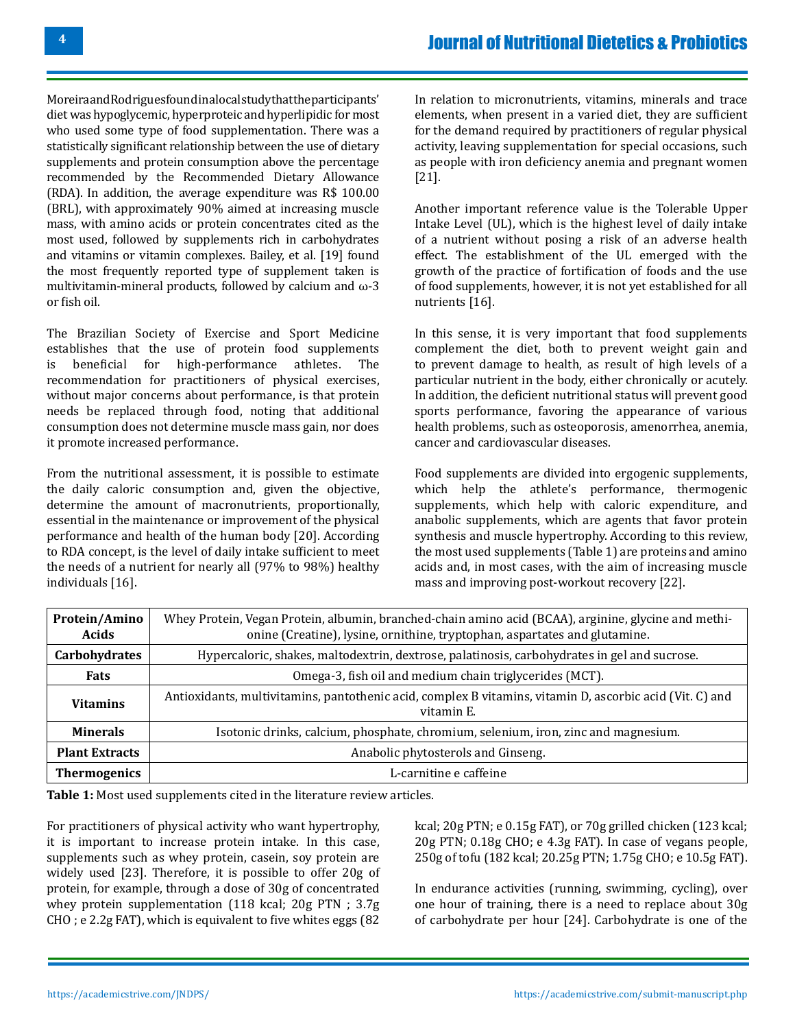Moreira and Rodrigues found in a local study that the participants' diet was hypoglycemic, hyperproteic and hyperlipidic for most who used some type of food supplementation. There was a statistically significant relationship between the use of dietary supplements and protein consumption above the percentage recommended by the Recommended Dietary Allowance (RDA). In addition, the average expenditure was R$ 100.00 (BRL), with approximately 90% aimed at increasing muscle mass, with amino acids or protein concentrates cited as the most used, followed by supplements rich in carbohydrates and vitamins or vitamin complexes. Bailey, et al. [19] found the most frequently reported type of supplement taken is multivitamin-mineral products, followed by calcium and ω-3 or fish oil.

The Brazilian Society of Exercise and Sport Medicine establishes that the use of protein food supplements is beneficial for high-performance athletes. The recommendation for practitioners of physical exercises, without major concerns about performance, is that protein needs be replaced through food, noting that additional consumption does not determine muscle mass gain, nor does it promote increased performance.

From the nutritional assessment, it is possible to estimate the daily caloric consumption and, given the objective, determine the amount of macronutrients, proportionally, essential in the maintenance or improvement of the physical performance and health of the human body [20]. According to RDA concept, is the level of daily intake sufficient to meet the needs of a nutrient for nearly all (97% to 98%) healthy individuals [16].

In relation to micronutrients, vitamins, minerals and trace elements, when present in a varied diet, they are sufficient for the demand required by practitioners of regular physical activity, leaving supplementation for special occasions, such as people with iron deficiency anemia and pregnant women [21].

Another important reference value is the Tolerable Upper Intake Level (UL), which is the highest level of daily intake of a nutrient without posing a risk of an adverse health effect. The establishment of the UL emerged with the growth of the practice of fortification of foods and the use of food supplements, however, it is not yet established for all nutrients [16].

In this sense, it is very important that food supplements complement the diet, both to prevent weight gain and to prevent damage to health, as result of high levels of a particular nutrient in the body, either chronically or acutely. In addition, the deficient nutritional status will prevent good sports performance, favoring the appearance of various health problems, such as osteoporosis, amenorrhea, anemia, cancer and cardiovascular diseases.

Food supplements are divided into ergogenic supplements, which help the athlete's performance, thermogenic supplements, which help with caloric expenditure, and anabolic supplements, which are agents that favor protein synthesis and muscle hypertrophy. According to this review, the most used supplements (Table 1) are proteins and amino acids and, in most cases, with the aim of increasing muscle mass and improving post-workout recovery [22].

| | |
|---|---|
| **Protein/Amino Acids** | Whey Protein, Vegan Protein, albumin, branched-chain amino acid (BCAA), arginine, glycine and methionine (Creatine), lysine, ornithine, tryptophan, aspartates and glutamine. |
| **Carbohydrates** | Hypercaloric, shakes, maltodextrin, dextrose, palatinosis, carbohydrates in gel and sucrose. |
| **Fats** | Omega-3, fish oil and medium chain triglycerides (MCT). |
| **Vitamins** | Antioxidants, multivitamins, pantothenic acid, complex B vitamins, vitamin D, ascorbic acid (Vit. C) and vitamin E. |
| **Minerals** | Isotonic drinks, calcium, phosphate, chromium, selenium, iron, zinc and magnesium. |
| **Plant Extracts** | Anabolic phytosterols and Ginseng. |
| **Thermogenics** | L-carnitine e caffeine |

**Table 1:** Most used supplements cited in the literature review articles.

For practitioners of physical activity who want hypertrophy, it is important to increase protein intake. In this case, supplements such as whey protein, casein, soy protein are widely used [23]. Therefore, it is possible to offer 20g of protein, for example, through a dose of 30g of concentrated whey protein supplementation (118 kcal; 20g PTN ; 3.7g CHO ; e 2.2g FAT), which is equivalent to five whites eggs (82 kcal; 20g PTN; e 0.15g FAT), or 70g grilled chicken (123 kcal; 20g PTN; 0.18g CHO; e 4.3g FAT). In case of vegans people, 250g of tofu (182 kcal; 20.25g PTN; 1.75g CHO; e 10.5g FAT).

In endurance activities (running, swimming, cycling), over one hour of training, there is a need to replace about 30g of carbohydrate per hour [24]. Carbohydrate is one of the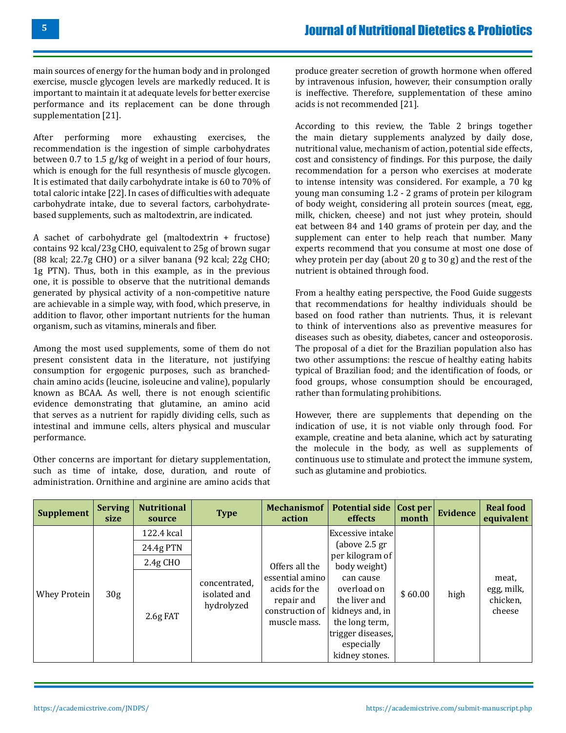main sources of energy for the human body and in prolonged exercise, muscle glycogen levels are markedly reduced. It is important to maintain it at adequate levels for better exercise performance and its replacement can be done through supplementation [21].

After performing more exhausting exercises, the recommendation is the ingestion of simple carbohydrates between 0.7 to 1.5 g/kg of weight in a period of four hours, which is enough for the full resynthesis of muscle glycogen. It is estimated that daily carbohydrate intake is 60 to 70% of total caloric intake [22]. In cases of difficulties with adequate carbohydrate intake, due to several factors, carbohydrate-based supplements, such as maltodextrin, are indicated.

A sachet of carbohydrate gel (maltodextrin + fructose) contains 92 kcal/23g CHO, equivalent to 25g of brown sugar (88 kcal; 22.7g CHO) or a silver banana (92 kcal; 22g CHO; 1g PTN). Thus, both in this example, as in the previous one, it is possible to observe that the nutritional demands generated by physical activity of a non-competitive nature are achievable in a simple way, with food, which preserve, in addition to flavor, other important nutrients for the human organism, such as vitamins, minerals and fiber.

Among the most used supplements, some of them do not present consistent data in the literature, not justifying consumption for ergogenic purposes, such as branched-chain amino acids (leucine, isoleucine and valine), popularly known as BCAA. As well, there is not enough scientific evidence demonstrating that glutamine, an amino acid that serves as a nutrient for rapidly dividing cells, such as intestinal and immune cells, alters physical and muscular performance.

Other concerns are important for dietary supplementation, such as time of intake, dose, duration, and route of administration. Ornithine and arginine are amino acids that produce greater secretion of growth hormone when offered by intravenous infusion, however, their consumption orally is ineffective. Therefore, supplementation of these amino acids is not recommended [21].

According to this review, the Table 2 brings together the main dietary supplements analyzed by daily dose, nutritional value, mechanism of action, potential side effects, cost and consistency of findings. For this purpose, the daily recommendation for a person who exercises at moderate to intense intensity was considered. For example, a 70 kg young man consuming 1.2 - 2 grams of protein per kilogram of body weight, considering all protein sources (meat, egg, milk, chicken, cheese) and not just whey protein, should eat between 84 and 140 grams of protein per day, and the supplement can enter to help reach that number. Many experts recommend that you consume at most one dose of whey protein per day (about 20 g to 30 g) and the rest of the nutrient is obtained through food.

From a healthy eating perspective, the Food Guide suggests that recommendations for healthy individuals should be based on food rather than nutrients. Thus, it is relevant to think of interventions also as preventive measures for diseases such as obesity, diabetes, cancer and osteoporosis. The proposal of a diet for the Brazilian population also has two other assumptions: the rescue of healthy eating habits typical of Brazilian food; and the identification of foods, or food groups, whose consumption should be encouraged, rather than formulating prohibitions.

However, there are supplements that depending on the indication of use, it is not viable only through food. For example, creatine and beta alanine, which act by saturating the molecule in the body, as well as supplements of continuous use to stimulate and protect the immune system, such as glutamine and probiotics.

| Supplement | Serving size | Nutritional source | Type | Mechanismof action | Potential side effects | Cost per month | Evidence | Real food equivalent |
|---|---|---|---|---|---|---|---|---|
| Whey Protein | 30g | 122.4 kcal | concentrated, isolated and hydrolyzed | Offers all the essential amino acids for the repair and construction of muscle mass. | Excessive intake (above 2.5 gr per kilogram of body weight) can cause overload on the liver and kidneys and, in the long term, trigger diseases, especially kidney stones. | $ 60.00 | high | meat, egg, milk, chicken, cheese |
| | | 24.4g PTN | | | | | | |
| | | 2.4g CHO | | | | | | |
| | | 2.6g FAT | | | | | | |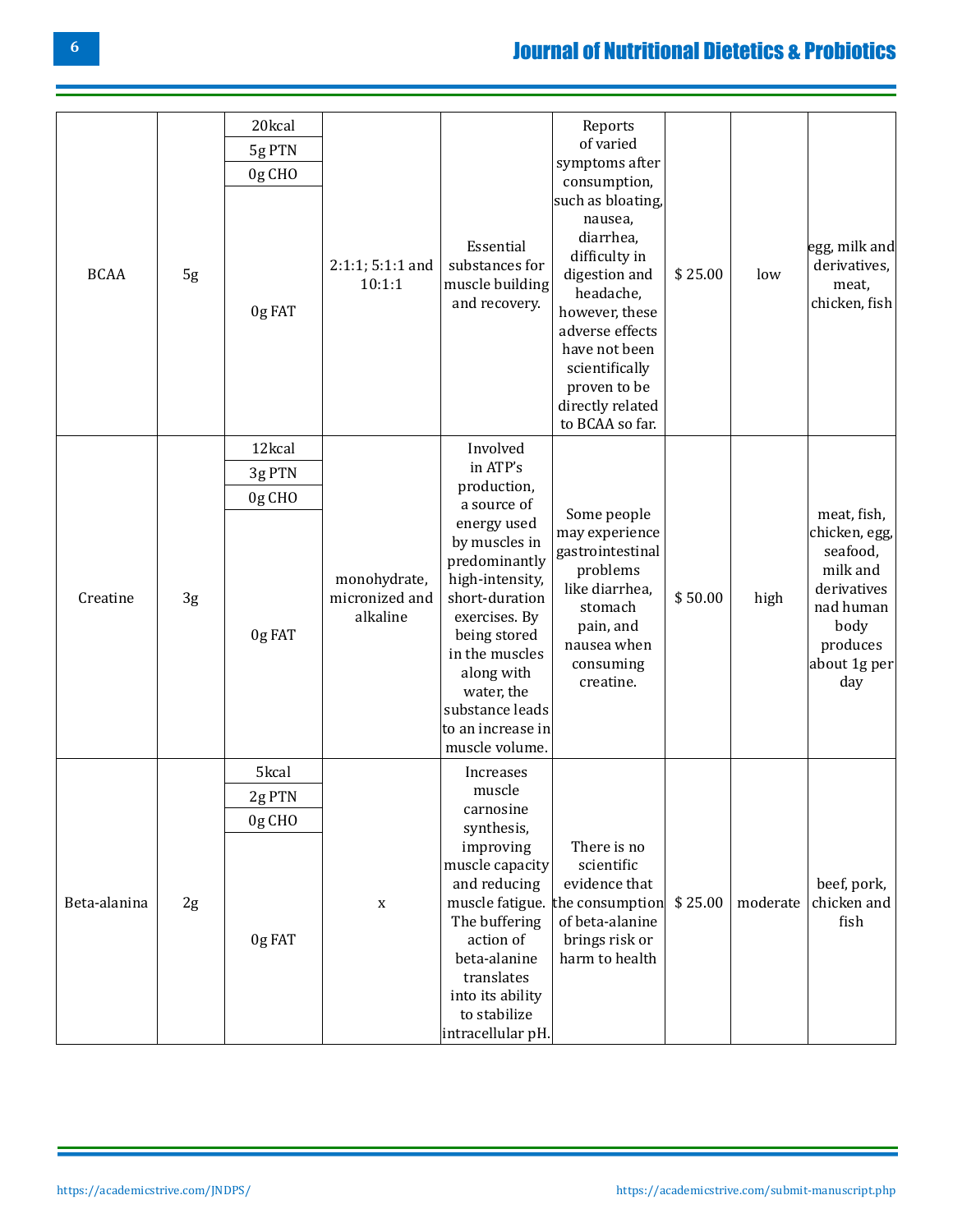| | | | | | | | | |
|---|---|---|---|---|---|---|---|---|
| BCAA | 5g | 20kcal<br>5g PTN<br>0g CHO<br>0g FAT | 2:1:1; 5:1:1 and 10:1:1 | Essential substances for muscle building and recovery. | Reports of varied symptoms after consumption, such as bloating, nausea, diarrhea, difficulty in digestion and headache, however, these adverse effects have not been scientifically proven to be directly related to BCAA so far. | $ 25.00 | low | egg, milk and derivatives, meat, chicken, fish |
| Creatine | 3g | 12kcal<br>3g PTN<br>0g CHO<br>0g FAT | monohydrate, micronized and alkaline | Involved in ATP's production, a source of energy used by muscles in predominantly high-intensity, short-duration exercises. By being stored in the muscles along with water, the substance leads to an increase in muscle volume. | Some people may experience gastrointestinal problems like diarrhea, stomach pain, and nausea when consuming creatine. | $ 50.00 | high | meat, fish, chicken, egg, seafood, milk and derivatives nad human body produces about 1g per day |
| Beta-alanina | 2g | 5kcal<br>2g PTN<br>0g CHO<br>0g FAT | x | Increases muscle carnosine synthesis, improving muscle capacity and reducing muscle fatigue. The buffering action of beta-alanine translates into its ability to stabilize intracellular pH. | There is no scientific evidence that the consumption of beta-alanine brings risk or harm to health | $ 25.00 | moderate | beef, pork, chicken and fish |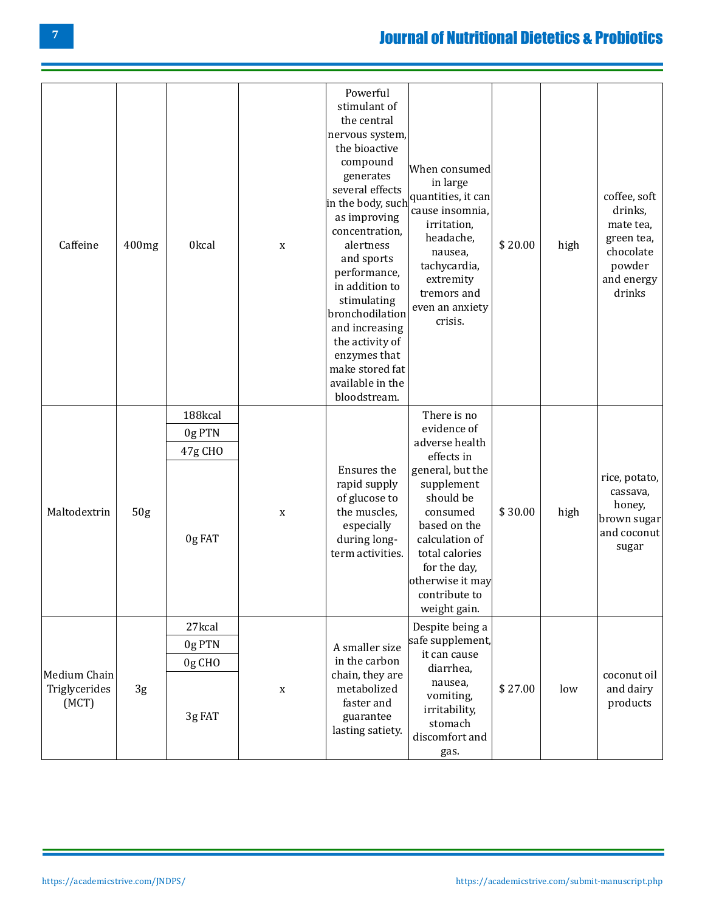| | | | | | | | | |
|---|---|---|---|---|---|---|---|---|
| Caffeine | 400mg | 0kcal | x | Powerful stimulant of the central nervous system, the bioactive compound generates several effects in the body, such as improving concentration, alertness and sports performance, in addition to stimulating bronchodilation and increasing the activity of enzymes that make stored fat available in the bloodstream. | When consumed in large quantities, it can cause insomnia, irritation, headache, nausea, tachycardia, extremity tremors and even an anxiety crisis. | $ 20.00 | high | coffee, soft drinks, mate tea, green tea, chocolate powder and energy drinks |
| Maltodextrin | 50g | 188kcal<br>0g PTN<br>47g CHO<br>0g FAT | x | Ensures the rapid supply of glucose to the muscles, especially during long-term activities. | There is no evidence of adverse health effects in general, but the supplement should be consumed based on the calculation of total calories for the day, otherwise it may contribute to weight gain. | $ 30.00 | high | rice, potato, cassava, honey, brown sugar and coconut sugar |
| Medium Chain Triglycerides (MCT) | 3g | 27kcal<br>0g PTN<br>0g CHO<br>3g FAT | x | A smaller size in the carbon chain, they are metabolized faster and guarantee lasting satiety. | Despite being a safe supplement, it can cause diarrhea, nausea, vomiting, irritability, stomach discomfort and gas. | $ 27.00 | low | coconut oil and dairy products |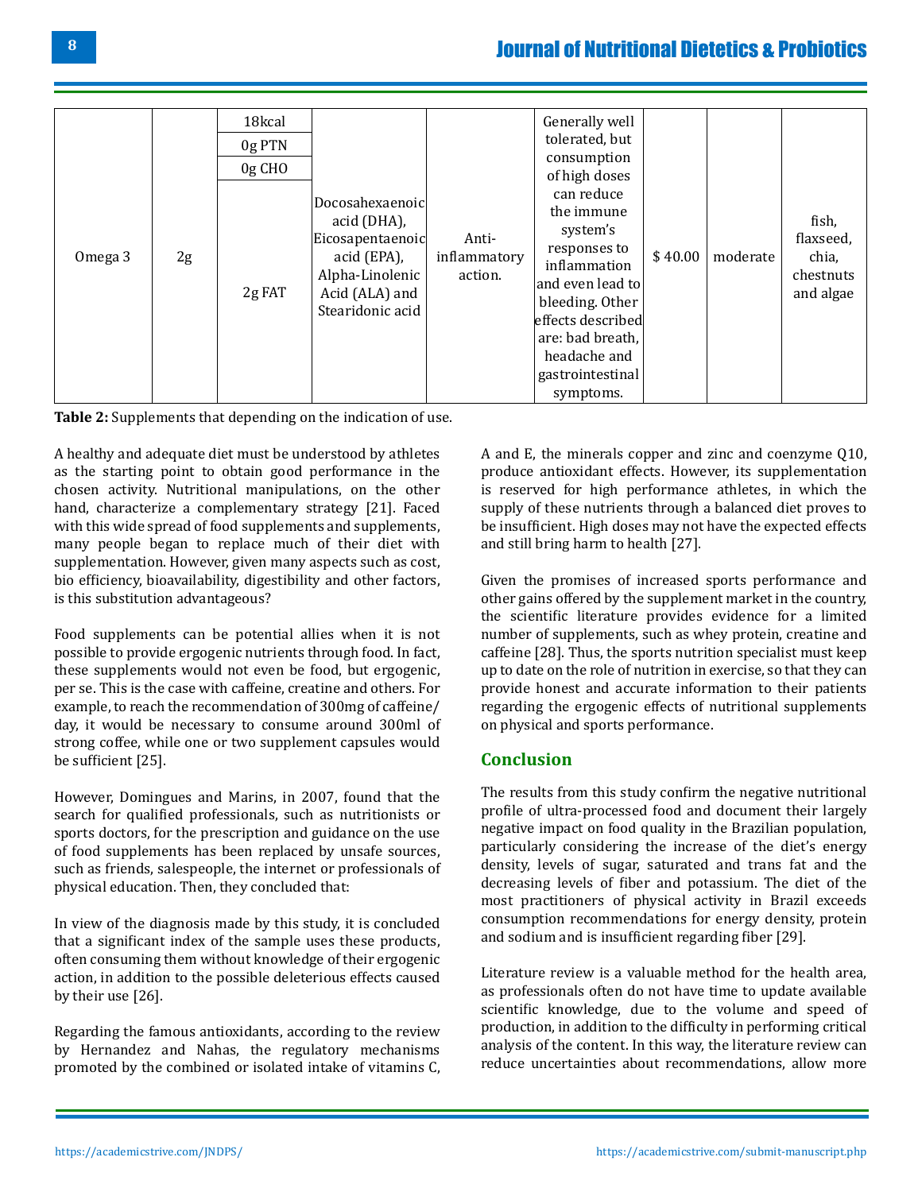| Omega 3 | 2g | 18kcal<br>0g PTN<br>0g CHO<br>2g FAT | Docosahexaenoic acid (DHA), Eicosapentaenoic acid (EPA), Alpha-Linolenic Acid (ALA) and Stearidonic acid | Anti-inflammatory action. | Generally well tolerated, but consumption of high doses can reduce the immune system's responses to inflammation and even lead to bleeding. Other effects described are: bad breath, headache and gastrointestinal symptoms. | $ 40.00 | moderate | fish, flaxseed, chia, chestnuts and algae |
|---|---|---|---|---|---|---|---|---|

**Table 2:** Supplements that depending on the indication of use.

A healthy and adequate diet must be understood by athletes as the starting point to obtain good performance in the chosen activity. Nutritional manipulations, on the other hand, characterize a complementary strategy [21]. Faced with this wide spread of food supplements and supplements, many people began to replace much of their diet with supplementation. However, given many aspects such as cost, bio efficiency, bioavailability, digestibility and other factors, is this substitution advantageous?

Food supplements can be potential allies when it is not possible to provide ergogenic nutrients through food. In fact, these supplements would not even be food, but ergogenic, per se. This is the case with caffeine, creatine and others. For example, to reach the recommendation of 300mg of caffeine/day, it would be necessary to consume around 300ml of strong coffee, while one or two supplement capsules would be sufficient [25].

However, Domingues and Marins, in 2007, found that the search for qualified professionals, such as nutritionists or sports doctors, for the prescription and guidance on the use of food supplements has been replaced by unsafe sources, such as friends, salespeople, the internet or professionals of physical education. Then, they concluded that:

In view of the diagnosis made by this study, it is concluded that a significant index of the sample uses these products, often consuming them without knowledge of their ergogenic action, in addition to the possible deleterious effects caused by their use [26].

Regarding the famous antioxidants, according to the review by Hernandez and Nahas, the regulatory mechanisms promoted by the combined or isolated intake of vitamins C, A and E, the minerals copper and zinc and coenzyme Q10, produce antioxidant effects. However, its supplementation is reserved for high performance athletes, in which the supply of these nutrients through a balanced diet proves to be insufficient. High doses may not have the expected effects and still bring harm to health [27].

Given the promises of increased sports performance and other gains offered by the supplement market in the country, the scientific literature provides evidence for a limited number of supplements, such as whey protein, creatine and caffeine [28]. Thus, the sports nutrition specialist must keep up to date on the role of nutrition in exercise, so that they can provide honest and accurate information to their patients regarding the ergogenic effects of nutritional supplements on physical and sports performance.

## Conclusion

The results from this study confirm the negative nutritional profile of ultra-processed food and document their largely negative impact on food quality in the Brazilian population, particularly considering the increase of the diet's energy density, levels of sugar, saturated and trans fat and the decreasing levels of fiber and potassium. The diet of the most practitioners of physical activity in Brazil exceeds consumption recommendations for energy density, protein and sodium and is insufficient regarding fiber [29].

Literature review is a valuable method for the health area, as professionals often do not have time to update available scientific knowledge, due to the volume and speed of production, in addition to the difficulty in performing critical analysis of the content. In this way, the literature review can reduce uncertainties about recommendations, allow more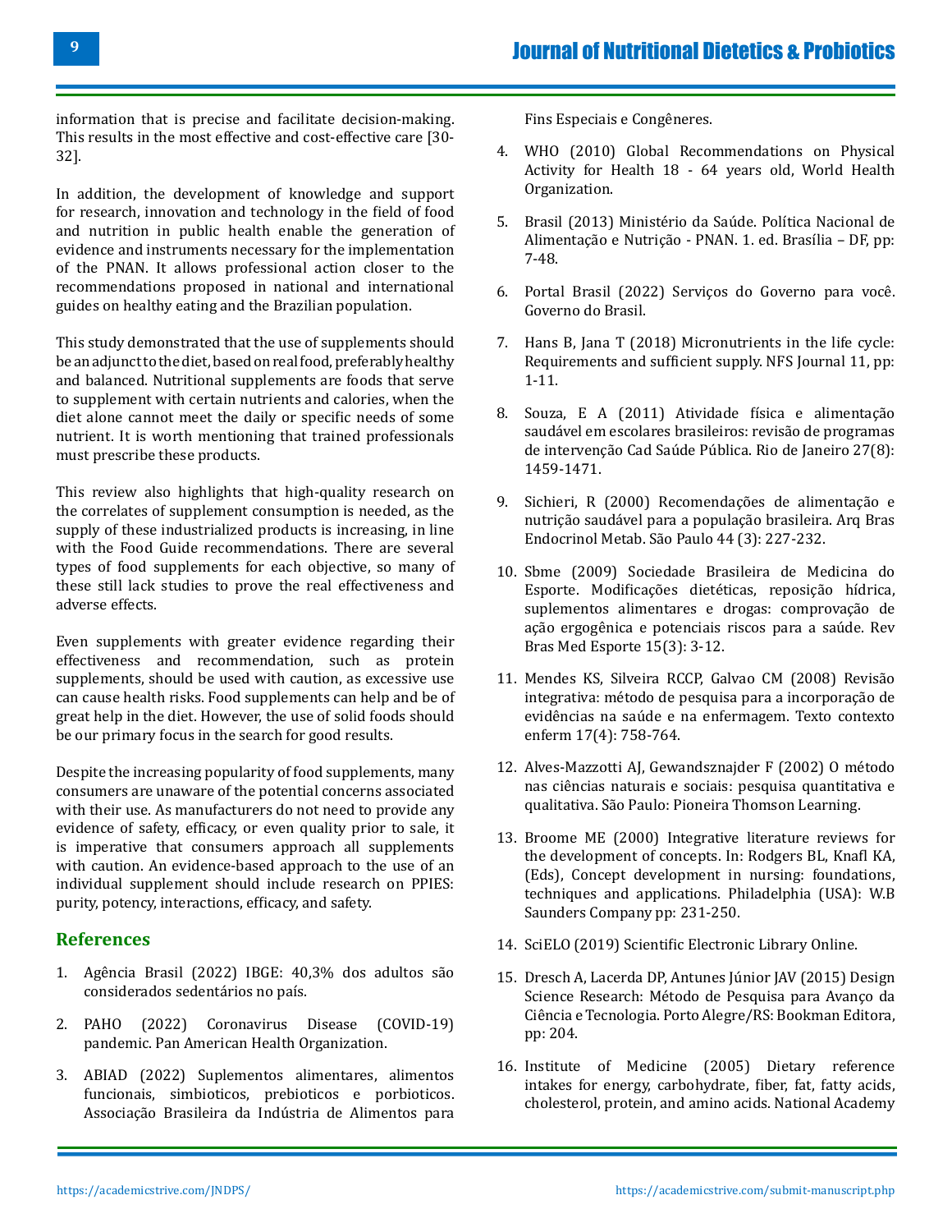information that is precise and facilitate decision-making. This results in the most effective and cost-effective care [30-32].

In addition, the development of knowledge and support for research, innovation and technology in the field of food and nutrition in public health enable the generation of evidence and instruments necessary for the implementation of the PNAN. It allows professional action closer to the recommendations proposed in national and international guides on healthy eating and the Brazilian population.

This study demonstrated that the use of supplements should be an adjunct to the diet, based on real food, preferably healthy and balanced. Nutritional supplements are foods that serve to supplement with certain nutrients and calories, when the diet alone cannot meet the daily or specific needs of some nutrient. It is worth mentioning that trained professionals must prescribe these products.

This review also highlights that high-quality research on the correlates of supplement consumption is needed, as the supply of these industrialized products is increasing, in line with the Food Guide recommendations. There are several types of food supplements for each objective, so many of these still lack studies to prove the real effectiveness and adverse effects.

Even supplements with greater evidence regarding their effectiveness and recommendation, such as protein supplements, should be used with caution, as excessive use can cause health risks. Food supplements can help and be of great help in the diet. However, the use of solid foods should be our primary focus in the search for good results.

Despite the increasing popularity of food supplements, many consumers are unaware of the potential concerns associated with their use. As manufacturers do not need to provide any evidence of safety, efficacy, or even quality prior to sale, it is imperative that consumers approach all supplements with caution. An evidence-based approach to the use of an individual supplement should include research on PPIES: purity, potency, interactions, efficacy, and safety.

## References

1. Agência Brasil (2022) IBGE: 40,3% dos adultos são considerados sedentários no país.
2. PAHO (2022) Coronavirus Disease (COVID-19) pandemic. Pan American Health Organization.
3. ABIAD (2022) Suplementos alimentares, alimentos funcionais, simbioticos, prebioticos e porbioticos. Associação Brasileira da Indústria de Alimentos para Fins Especiais e Congêneres.
4. WHO (2010) Global Recommendations on Physical Activity for Health 18 - 64 years old, World Health Organization.
5. Brasil (2013) Ministério da Saúde. Política Nacional de Alimentação e Nutrição - PNAN. 1. ed. Brasília – DF, pp: 7-48.
6. Portal Brasil (2022) Serviços do Governo para você. Governo do Brasil.
7. Hans B, Jana T (2018) Micronutrients in the life cycle: Requirements and sufficient supply. NFS Journal 11, pp: 1-11.
8. Souza, E A (2011) Atividade física e alimentação saudável em escolares brasileiros: revisão de programas de intervenção Cad Saúde Pública. Rio de Janeiro 27(8): 1459-1471.
9. Sichieri, R (2000) Recomendações de alimentação e nutrição saudável para a população brasileira. Arq Bras Endocrinol Metab. São Paulo 44 (3): 227-232.
10. Sbme (2009) Sociedade Brasileira de Medicina do Esporte. Modificações dietéticas, reposição hídrica, suplementos alimentares e drogas: comprovação de ação ergogênica e potenciais riscos para a saúde. Rev Bras Med Esporte 15(3): 3-12.
11. Mendes KS, Silveira RCCP, Galvao CM (2008) Revisão integrativa: método de pesquisa para a incorporação de evidências na saúde e na enfermagem. Texto contexto enferm 17(4): 758-764.
12. Alves-Mazzotti AJ, Gewandsznajder F (2002) O método nas ciências naturais e sociais: pesquisa quantitativa e qualitativa. São Paulo: Pioneira Thomson Learning.
13. Broome ME (2000) Integrative literature reviews for the development of concepts. In: Rodgers BL, Knafl KA, (Eds), Concept development in nursing: foundations, techniques and applications. Philadelphia (USA): W.B Saunders Company pp: 231-250.
14. SciELO (2019) Scientific Electronic Library Online.
15. Dresch A, Lacerda DP, Antunes Júnior JAV (2015) Design Science Research: Método de Pesquisa para Avanço da Ciência e Tecnologia. Porto Alegre/RS: Bookman Editora, pp: 204.
16. Institute of Medicine (2005) Dietary reference intakes for energy, carbohydrate, fiber, fat, fatty acids, cholesterol, protein, and amino acids. National Academy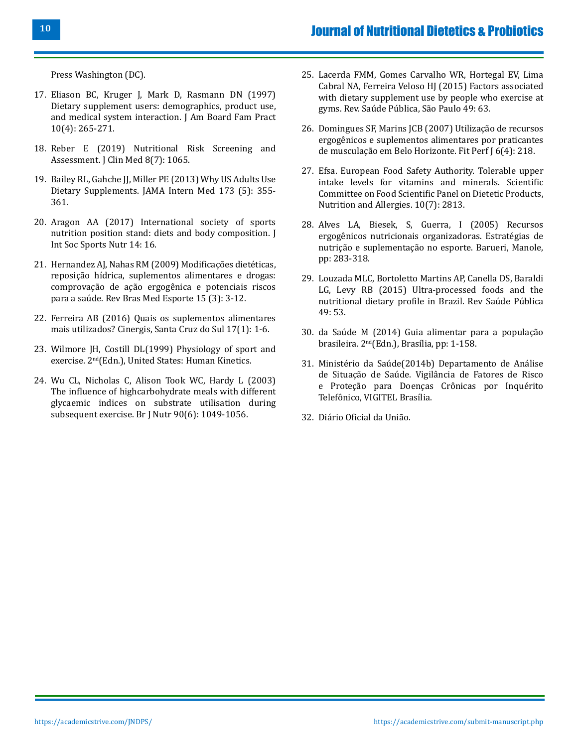Press Washington (DC).

17. Eliason BC, Kruger J, Mark D, Rasmann DN (1997) Dietary supplement users: demographics, product use, and medical system interaction. J Am Board Fam Pract 10(4): 265-271.

18. Reber E (2019) Nutritional Risk Screening and Assessment. J Clin Med 8(7): 1065.

19. Bailey RL, Gahche JJ, Miller PE (2013) Why US Adults Use Dietary Supplements. JAMA Intern Med 173 (5): 355-361.

20. Aragon AA (2017) International society of sports nutrition position stand: diets and body composition. J Int Soc Sports Nutr 14: 16.

21. Hernandez AJ, Nahas RM (2009) Modificações dietéticas, reposição hídrica, suplementos alimentares e drogas: comprovação de ação ergogênica e potenciais riscos para a saúde. Rev Bras Med Esporte 15 (3): 3-12.

22. Ferreira AB (2016) Quais os suplementos alimentares mais utilizados? Cinergis, Santa Cruz do Sul 17(1): 1-6.

23. Wilmore JH, Costill DL(1999) Physiology of sport and exercise. 2nd(Edn.), United States: Human Kinetics.

24. Wu CL, Nicholas C, Alison Took WC, Hardy L (2003) The influence of highcarbohydrate meals with different glycaemic indices on substrate utilisation during subsequent exercise. Br J Nutr 90(6): 1049-1056.

25. Lacerda FMM, Gomes Carvalho WR, Hortegal EV, Lima Cabral NA, Ferreira Veloso HJ (2015) Factors associated with dietary supplement use by people who exercise at gyms. Rev. Saúde Pública, São Paulo 49: 63.

26. Domingues SF, Marins JCB (2007) Utilização de recursos ergogênicos e suplementos alimentares por praticantes de musculação em Belo Horizonte. Fit Perf J 6(4): 218.

27. Efsa. European Food Safety Authority. Tolerable upper intake levels for vitamins and minerals. Scientific Committee on Food Scientific Panel on Dietetic Products, Nutrition and Allergies. 10(7): 2813.

28. Alves LA, Biesek, S, Guerra, I (2005) Recursos ergogênicos nutricionais organizadoras. Estratégias de nutrição e suplementação no esporte. Barueri, Manole, pp: 283-318.

29. Louzada MLC, Bortoletto Martins AP, Canella DS, Baraldi LG, Levy RB (2015) Ultra-processed foods and the nutritional dietary profile in Brazil. Rev Saúde Pública 49: 53.

30. da Saúde M (2014) Guia alimentar para a população brasileira. 2nd(Edn.), Brasília, pp: 1-158.

31. Ministério da Saúde(2014b) Departamento de Análise de Situação de Saúde. Vigilância de Fatores de Risco e Proteção para Doenças Crônicas por Inquérito Telefônico, VIGITEL Brasília.

32. Diário Oficial da União.